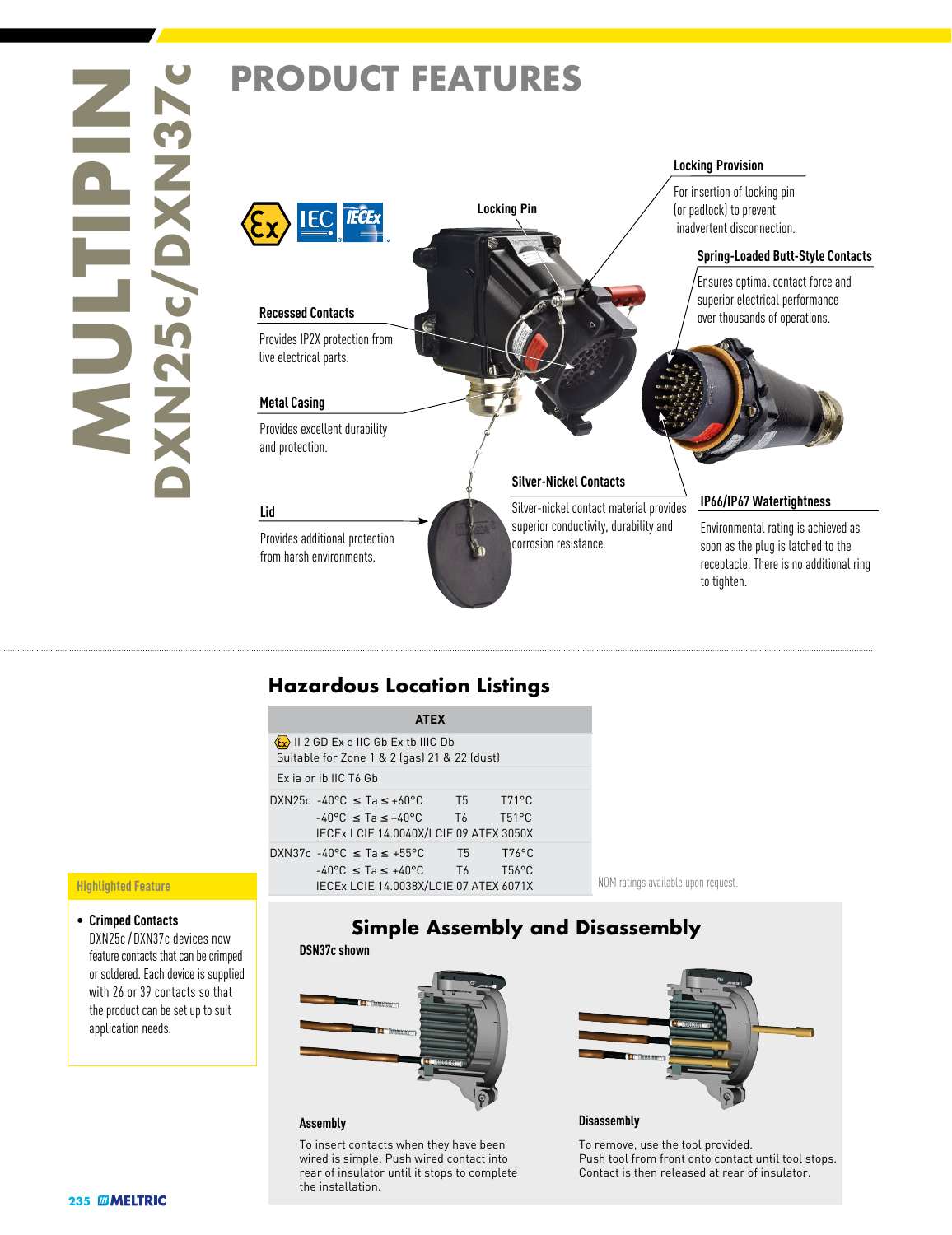# MULTIPIN DXN25c/DXN37c

## PRODUCT FEATURES

**Locking Pin**

**Locking Provision**

For insertion of locking pin (or padlock) to prevent inadvertent disconnection.

**Spring-Loaded Butt-Style Contacts**

Ensures optimal contact force and superior electrical performance over thousands of operations.

**Recessed Contacts**

Provides IP2X protection from live electrical parts.

**Metal Casing**

Provides excellent durability and protection.

**Silver-Nickel Contacts**

Silver-nickel contact material provides superior conductivity, durability and corrosion resistance.

**Lid**

Provides additional protection from harsh environments.

**IP66/IP67 Watertightness**

Environmental rating is achieved as soon as the plug is latched to the receptacle. There is no additional ring to tighten.

## Hazardous Location Listings

| ATEX | | | | |
|---|---|---|---|---|
| II 2 GD Ex e IIC Gb Ex tb IIIC Db<br>Suitable for Zone 1 & 2 (gas) 21 & 22 (dust) | | | | |
| Ex ia or ib IIC T6 Gb | | | | |
| DXN25c | -40°C ≤ Ta ≤ +60°C | T5 | T71°C | |
| | -40°C ≤ Ta ≤ +40°C | T6 | T51°C | |
| | IECEx LCIE 14.0040X/LCIE 09 ATEX 3050X | | | |
| DXN37c | -40°C ≤ Ta ≤ +55°C | T5 | T76°C | |
| | -40°C ≤ Ta ≤ +40°C | T6 | T56°C | |
| | IECEx LCIE 14.0038X/LCIE 07 ATEX 6071X | | | |

NOM ratings available upon request.

### Highlighted Feature

- **Crimped Contacts**
  DXN25c / DXN37c devices now feature contacts that can be crimped or soldered. Each device is supplied with 26 or 39 contacts so that the product can be set up to suit application needs.

## Simple Assembly and Disassembly

**DSN37c shown**

**Assembly**

To insert contacts when they have been wired is simple. Push wired contact into rear of insulator until it stops to complete the installation.

**Disassembly**

To remove, use the tool provided.
Push tool from front onto contact until tool stops.
Contact is then released at rear of insulator.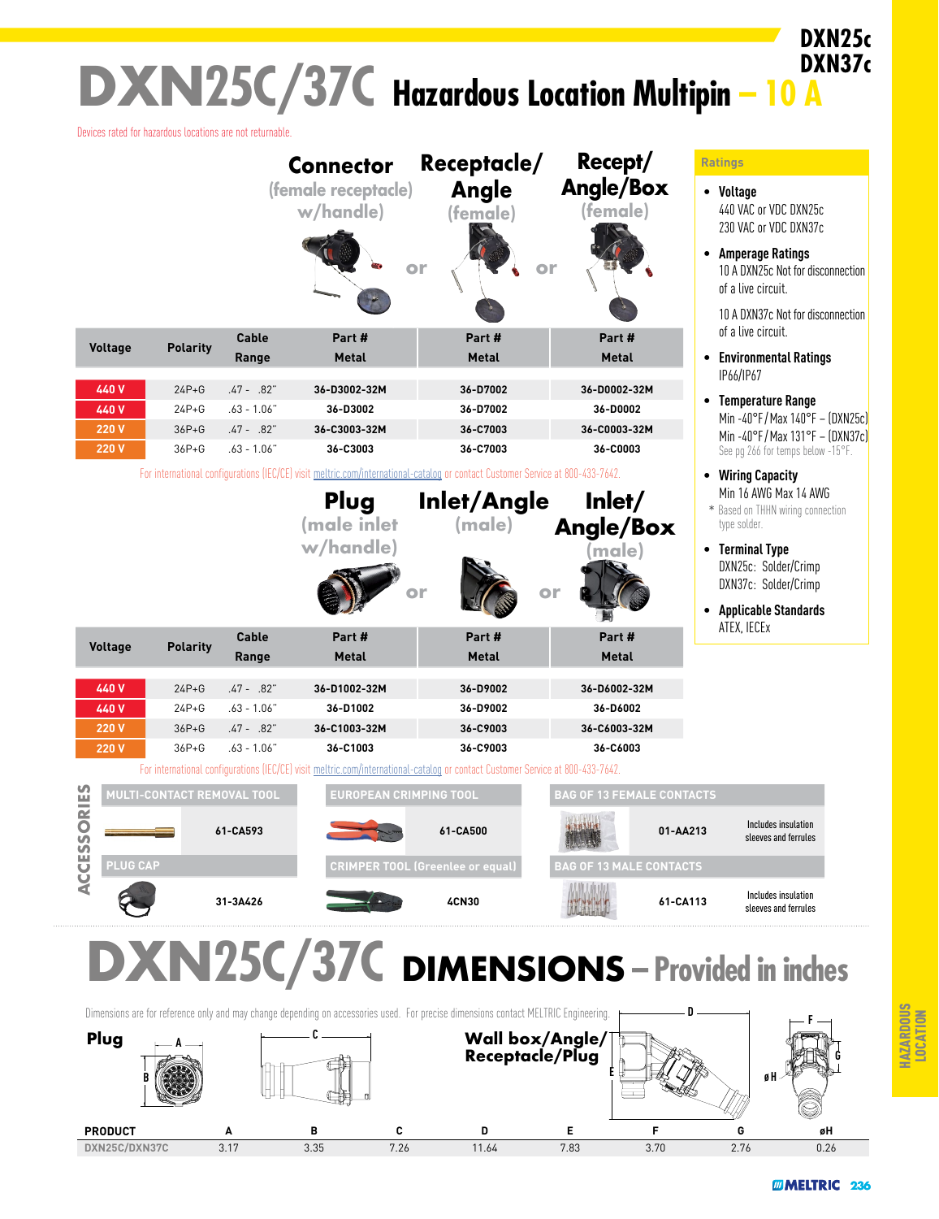# DXN25C/37C Hazardous Location Multipin – 10 A

Devices rated for hazardous locations are not returnable.

| Voltage | Polarity | Cable Range | Connector (female receptacle) w/handle Part # Metal | Receptacle/ Angle (female) Part # Metal | Recept/ Angle/Box (female) Part # Metal |
|---|---|---|---|---|---|
| 440 V | 24P+G | .47 - .82" | 36-D3002-32M | 36-D7002 | 36-D0002-32M |
| 440 V | 24P+G | .63 - 1.06" | 36-D3002 | 36-D7002 | 36-D0002 |
| 220 V | 36P+G | .47 - .82" | 36-C3003-32M | 36-C7003 | 36-C0003-32M |
| 220 V | 36P+G | .63 - 1.06" | 36-C3003 | 36-C7003 | 36-C0003 |

For international configurations (IEC/CE) visit meltric.com/international-catalog or contact Customer Service at 800-433-7642.

| Voltage | Polarity | Cable Range | Plug (male inlet w/handle) Part # Metal | Inlet/Angle (male) Part # Metal | Inlet/ Angle/Box (male) Part # Metal |
|---|---|---|---|---|---|
| 440 V | 24P+G | .47 - .82" | 36-D1002-32M | 36-D9002 | 36-D6002-32M |
| 440 V | 24P+G | .63 - 1.06" | 36-D1002 | 36-D9002 | 36-D6002 |
| 220 V | 36P+G | .47 - .82" | 36-C1003-32M | 36-C9003 | 36-C6003-32M |
| 220 V | 36P+G | .63 - 1.06" | 36-C1003 | 36-C9003 | 36-C6003 |

For international configurations (IEC/CE) visit meltric.com/international-catalog or contact Customer Service at 800-433-7642.

## Ratings

- **Voltage**
  440 VAC or VDC DXN25c
  230 VAC or VDC DXN37c
- **Amperage Ratings**
  10 A DXN25c Not for disconnection of a live circuit.
  10 A DXN37c Not for disconnection of a live circuit.
- **Environmental Ratings**
  IP66/IP67
- **Temperature Range**
  Min -40°F / Max 140°F – (DXN25c)
  Min -40°F / Max 131°F – (DXN37c)
  See pg 266 for temps below -15°F.
- **Wiring Capacity**
  Min 16 AWG Max 14 AWG
  * Based on THHN wiring connection type solder.
- **Terminal Type**
  DXN25c: Solder/Crimp
  DXN37c: Solder/Crimp
- **Applicable Standards**
  ATEX, IECEx

## Accessories

| Item | Part # |
|---|---|
| MULTI-CONTACT REMOVAL TOOL | 61-CA593 |
| PLUG CAP | 31-3A426 |
| EUROPEAN CRIMPING TOOL | 61-CA500 |
| CRIMPER TOOL (Greenlee or equal) | 4CN30 |
| BAG OF 13 FEMALE CONTACTS (Includes insulation sleeves and ferrules) | 01-AA213 |
| BAG OF 13 MALE CONTACTS (Includes insulation sleeves and ferrules) | 61-CA113 |

# DXN25C/37C DIMENSIONS – Provided in inches

Dimensions are for reference only and may change depending on accessories used. For precise dimensions contact MELTRIC Engineering.

Plug

Wall box/Angle/ Receptacle/Plug

| PRODUCT | A | B | C | D | E | F | G | øH |
|---|---|---|---|---|---|---|---|---|
| DXN25C/DXN37C | 3.17 | 3.35 | 7.26 | 11.64 | 7.83 | 3.70 | 2.76 | 0.26 |